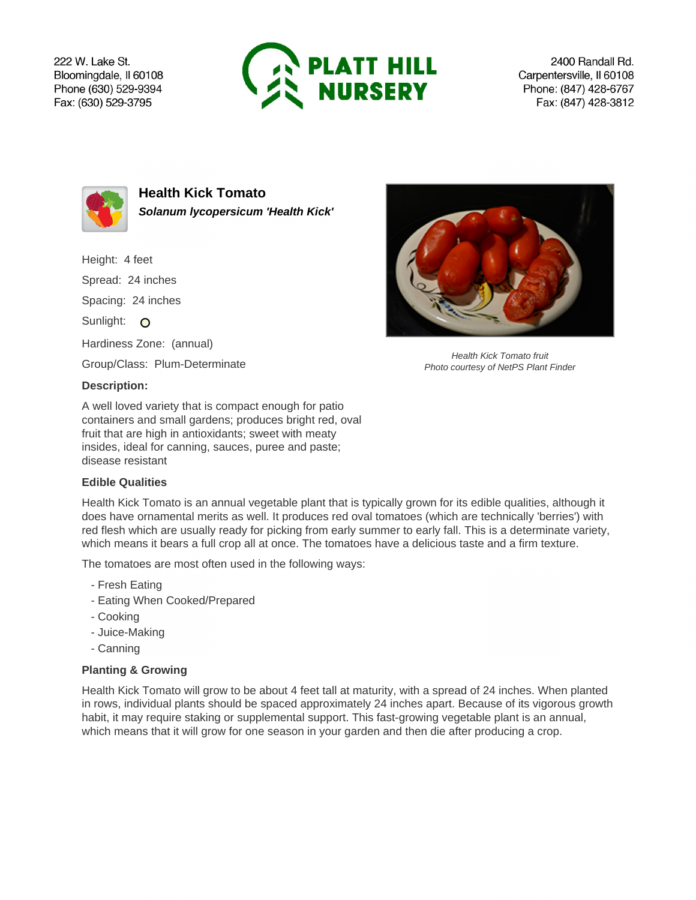222 W. Lake St.
Bloomingdale, Il 60108
Phone (630) 529-9394
Fax: (630) 529-3795

PLATT HILL NURSERY

2400 Randall Rd.
Carpentersville, Il 60108
Phone: (847) 428-6767
Fax: (847) 428-3812

# Health Kick Tomato

***Solanum lycopersicum 'Health Kick'***

Height: 4 feet

Spread: 24 inches

Spacing: 24 inches

Sunlight:

Hardiness Zone: (annual)

Group/Class: Plum-Determinate

*Health Kick Tomato fruit*
*Photo courtesy of NetPS Plant Finder*

### Description:

A well loved variety that is compact enough for patio containers and small gardens; produces bright red, oval fruit that are high in antioxidants; sweet with meaty insides, ideal for canning, sauces, puree and paste; disease resistant

### Edible Qualities

Health Kick Tomato is an annual vegetable plant that is typically grown for its edible qualities, although it does have ornamental merits as well. It produces red oval tomatoes (which are technically 'berries') with red flesh which are usually ready for picking from early summer to early fall. This is a determinate variety, which means it bears a full crop all at once. The tomatoes have a delicious taste and a firm texture.

The tomatoes are most often used in the following ways:

- Fresh Eating
- Eating When Cooked/Prepared
- Cooking
- Juice-Making
- Canning

### Planting & Growing

Health Kick Tomato will grow to be about 4 feet tall at maturity, with a spread of 24 inches. When planted in rows, individual plants should be spaced approximately 24 inches apart. Because of its vigorous growth habit, it may require staking or supplemental support. This fast-growing vegetable plant is an annual, which means that it will grow for one season in your garden and then die after producing a crop.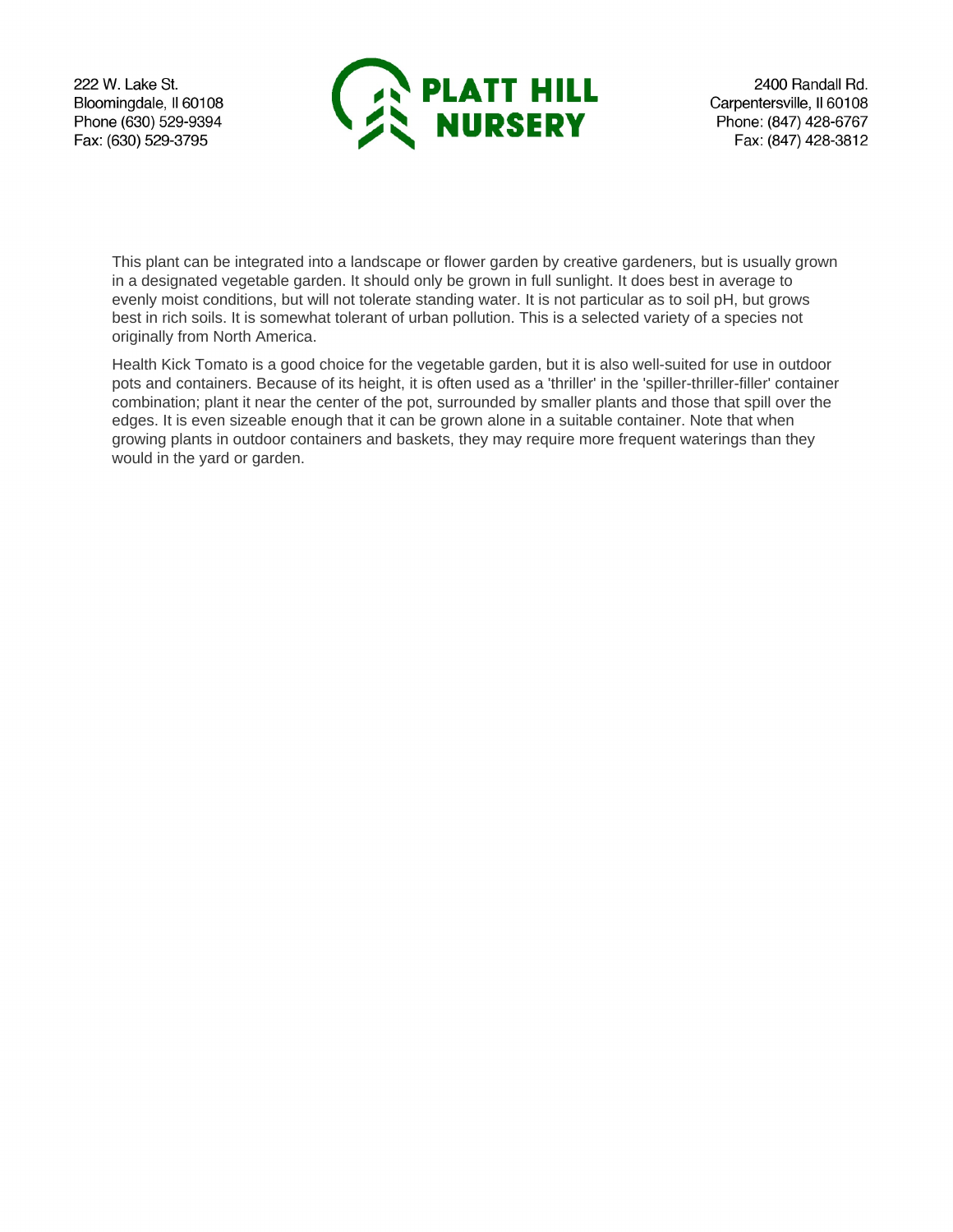This plant can be integrated into a landscape or flower garden by creative gardeners, but is usually grown in a designated vegetable garden. It should only be grown in full sunlight. It does best in average to evenly moist conditions, but will not tolerate standing water. It is not particular as to soil pH, but grows best in rich soils. It is somewhat tolerant of urban pollution. This is a selected variety of a species not originally from North America.

Health Kick Tomato is a good choice for the vegetable garden, but it is also well-suited for use in outdoor pots and containers. Because of its height, it is often used as a 'thriller' in the 'spiller-thriller-filler' container combination; plant it near the center of the pot, surrounded by smaller plants and those that spill over the edges. It is even sizeable enough that it can be grown alone in a suitable container. Note that when growing plants in outdoor containers and baskets, they may require more frequent waterings than they would in the yard or garden.